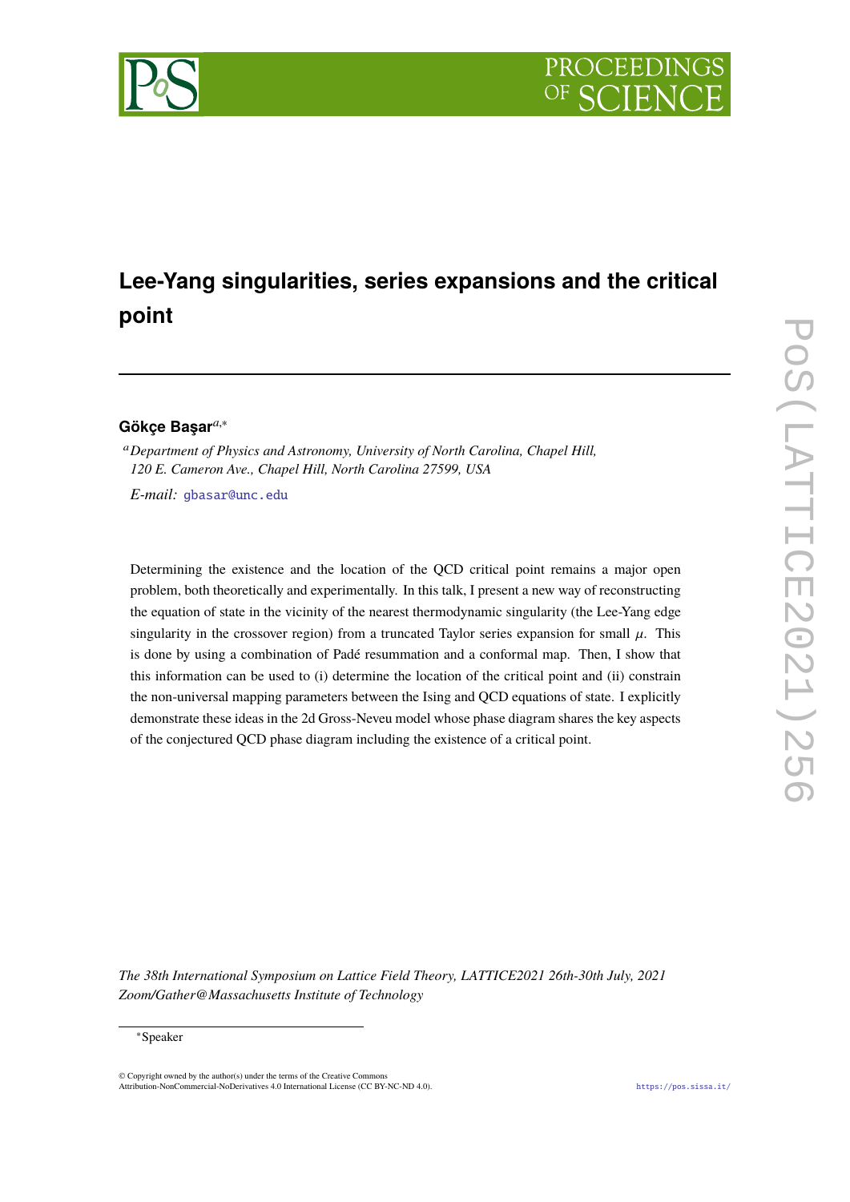# Lee-Yang singularities, series expansions and the critical point

**Gökçe Başar**[a,*]

[a] *Department of Physics and Astronomy, University of North Carolina, Chapel Hill, 120 E. Cameron Ave., Chapel Hill, North Carolina 27599, USA*

*E-mail:* gbasar@unc.edu

Determining the existence and the location of the QCD critical point remains a major open problem, both theoretically and experimentally. In this talk, I present a new way of reconstructing the equation of state in the vicinity of the nearest thermodynamic singularity (the Lee-Yang edge singularity in the crossover region) from a truncated Taylor series expansion for small $\mu$. This is done by using a combination of Padé resummation and a conformal map. Then, I show that this information can be used to (i) determine the location of the critical point and (ii) constrain the non-universal mapping parameters between the Ising and QCD equations of state. I explicitly demonstrate these ideas in the 2d Gross-Neveu model whose phase diagram shares the key aspects of the conjectured QCD phase diagram including the existence of a critical point.

*The 38th International Symposium on Lattice Field Theory, LATTICE2021 26th-30th July, 2021 Zoom/Gather@Massachusetts Institute of Technology*

*Speaker

© Copyright owned by the author(s) under the terms of the Creative Commons Attribution-NonCommercial-NoDerivatives 4.0 International License (CC BY-NC-ND 4.0).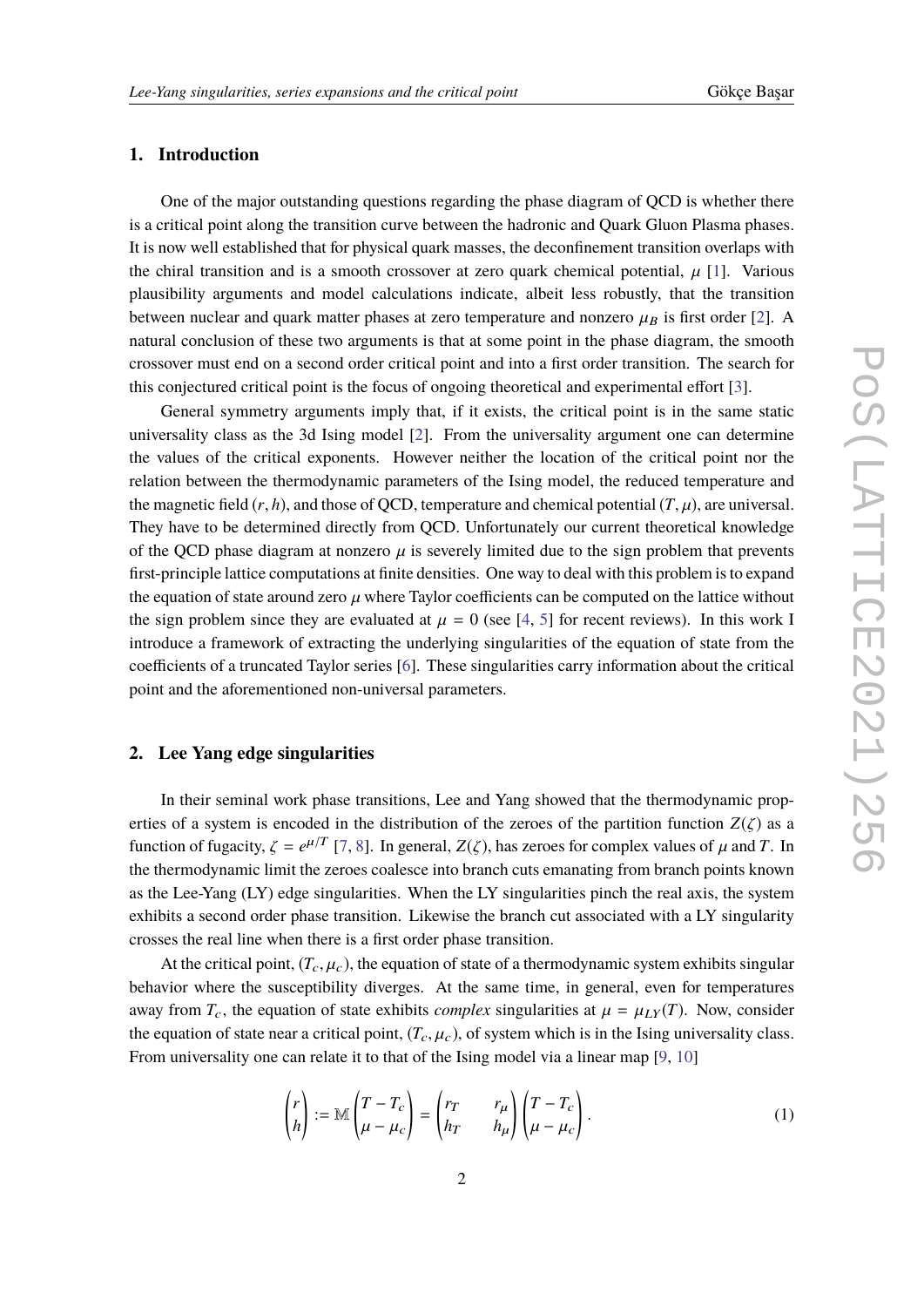## 1. Introduction

One of the major outstanding questions regarding the phase diagram of QCD is whether there is a critical point along the transition curve between the hadronic and Quark Gluon Plasma phases. It is now well established that for physical quark masses, the deconfinement transition overlaps with the chiral transition and is a smooth crossover at zero quark chemical potential, $\mu$ [1]. Various plausibility arguments and model calculations indicate, albeit less robustly, that the transition between nuclear and quark matter phases at zero temperature and nonzero $\mu_B$ is first order [2]. A natural conclusion of these two arguments is that at some point in the phase diagram, the smooth crossover must end on a second order critical point and into a first order transition. The search for this conjectured critical point is the focus of ongoing theoretical and experimental effort [3].

General symmetry arguments imply that, if it exists, the critical point is in the same static universality class as the 3d Ising model [2]. From the universality argument one can determine the values of the critical exponents. However neither the location of the critical point nor the relation between the thermodynamic parameters of the Ising model, the reduced temperature and the magnetic field $(r, h)$, and those of QCD, temperature and chemical potential $(T, \mu)$, are universal. They have to be determined directly from QCD. Unfortunately our current theoretical knowledge of the QCD phase diagram at nonzero $\mu$ is severely limited due to the sign problem that prevents first-principle lattice computations at finite densities. One way to deal with this problem is to expand the equation of state around zero $\mu$ where Taylor coefficients can be computed on the lattice without the sign problem since they are evaluated at $\mu = 0$ (see [4, 5] for recent reviews). In this work I introduce a framework of extracting the underlying singularities of the equation of state from the coefficients of a truncated Taylor series [6]. These singularities carry information about the critical point and the aforementioned non-universal parameters.

## 2. Lee Yang edge singularities

In their seminal work phase transitions, Lee and Yang showed that the thermodynamic properties of a system is encoded in the distribution of the zeroes of the partition function $Z(\zeta)$ as a function of fugacity, $\zeta = e^{\mu/T}$ [7, 8]. In general, $Z(\zeta)$, has zeroes for complex values of $\mu$ and $T$. In the thermodynamic limit the zeroes coalesce into branch cuts emanating from branch points known as the Lee-Yang (LY) edge singularities. When the LY singularities pinch the real axis, the system exhibits a second order phase transition. Likewise the branch cut associated with a LY singularity crosses the real line when there is a first order phase transition.

At the critical point, $(T_c, \mu_c)$, the equation of state of a thermodynamic system exhibits singular behavior where the susceptibility diverges. At the same time, in general, even for temperatures away from $T_c$, the equation of state exhibits *complex* singularities at $\mu = \mu_{LY}(T)$. Now, consider the equation of state near a critical point, $(T_c, \mu_c)$, of system which is in the Ising universality class. From universality one can relate it to that of the Ising model via a linear map [9, 10]

$$
\begin{pmatrix} r \\ h \end{pmatrix} := \mathbb{M} \begin{pmatrix} T - T_c \\ \mu - \mu_c \end{pmatrix} = \begin{pmatrix} r_T & r_\mu \\ h_T & h_\mu \end{pmatrix} \begin{pmatrix} T - T_c \\ \mu - \mu_c \end{pmatrix} . \tag{1}
$$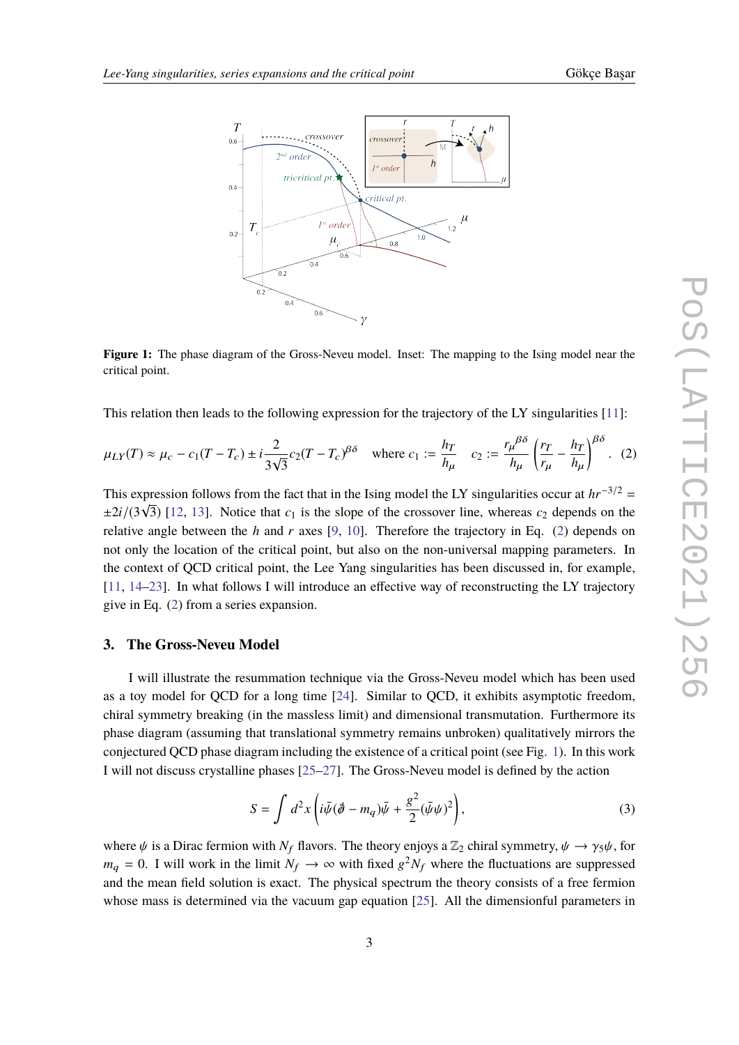**Figure 1:** The phase diagram of the Gross-Neveu model. Inset: The mapping to the Ising model near the critical point.

This relation then leads to the following expression for the trajectory of the LY singularities [11]:

$$\mu_{LY}(T) \approx \mu_c - c_1(T - T_c) \pm i\frac{2}{3\sqrt{3}}c_2(T - T_c)^{\beta\delta} \quad \text{where } c_1 := \frac{h_T}{h_\mu} \quad c_2 := \frac{r_\mu{}^{\beta\delta}}{h_\mu}\left(\frac{r_T}{r_\mu} - \frac{h_T}{h_\mu}\right)^{\beta\delta}. \tag{2}$$

This expression follows from the fact that in the Ising model the LY singularities occur at $hr^{-3/2} = \pm 2i/(3\sqrt{3})$ [12, 13]. Notice that $c_1$ is the slope of the crossover line, whereas $c_2$ depends on the relative angle between the $h$ and $r$ axes [9, 10]. Therefore the trajectory in Eq. (2) depends on not only the location of the critical point, but also on the non-universal mapping parameters. In the context of QCD critical point, the Lee Yang singularities has been discussed in, for example, [11, 14–23]. In what follows I will introduce an effective way of reconstructing the LY trajectory give in Eq. (2) from a series expansion.

## 3. The Gross-Neveu Model

I will illustrate the resummation technique via the Gross-Neveu model which has been used as a toy model for QCD for a long time [24]. Similar to QCD, it exhibits asymptotic freedom, chiral symmetry breaking (in the massless limit) and dimensional transmutation. Furthermore its phase diagram (assuming that translational symmetry remains unbroken) qualitatively mirrors the conjectured QCD phase diagram including the existence of a critical point (see Fig. 1). In this work I will not discuss crystalline phases [25–27]. The Gross-Neveu model is defined by the action

$$S = \int d^2x \left( i\bar{\psi}(\not{\partial} - m_q)\bar{\psi} + \frac{g^2}{2}(\bar{\psi}\psi)^2 \right), \tag{3}$$

where $\psi$ is a Dirac fermion with $N_f$ flavors. The theory enjoys a $\mathbb{Z}_2$ chiral symmetry, $\psi \to \gamma_5\psi$, for $m_q = 0$. I will work in the limit $N_f \to \infty$ with fixed $g^2 N_f$ where the fluctuations are suppressed and the mean field solution is exact. The physical spectrum the theory consists of a free fermion whose mass is determined via the vacuum gap equation [25]. All the dimensionful parameters in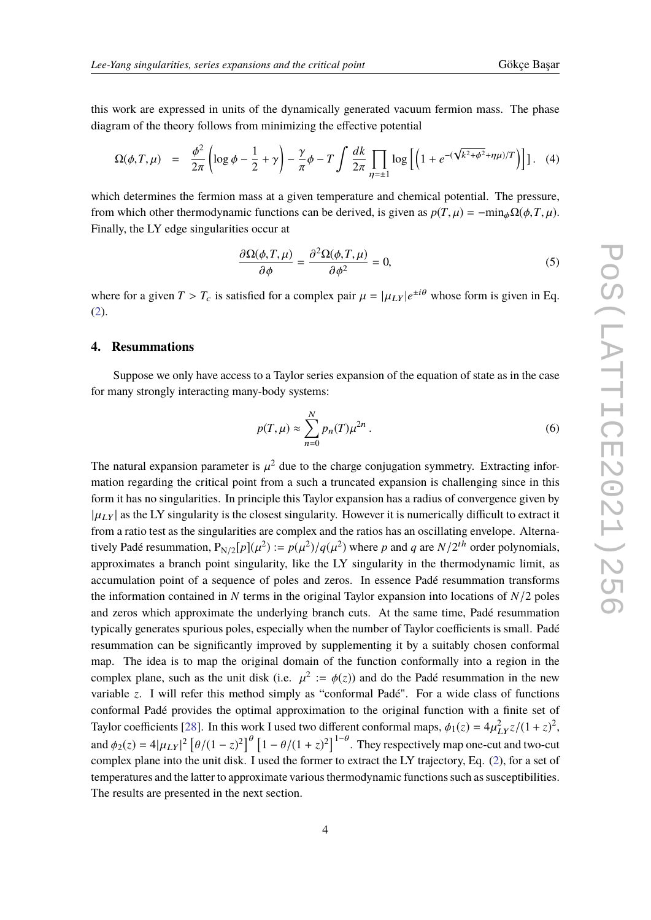this work are expressed in units of the dynamically generated vacuum fermion mass. The phase diagram of the theory follows from minimizing the effective potential

$$\Omega(\phi, T, \mu) \;=\; \frac{\phi^2}{2\pi}\left(\log\phi - \frac{1}{2} + \gamma\right) - \frac{\gamma}{\pi}\phi - T\int \frac{dk}{2\pi}\prod_{\eta=\pm 1}\log\left[\left(1 + e^{-(\sqrt{k^2+\phi^2}+\eta\mu)/T}\right)\right]. \quad (4)$$

which determines the fermion mass at a given temperature and chemical potential. The pressure, from which other thermodynamic functions can be derived, is given as $p(T,\mu) = -\min_\phi \Omega(\phi, T, \mu)$. Finally, the LY edge singularities occur at

$$\frac{\partial\Omega(\phi, T, \mu)}{\partial\phi} = \frac{\partial^2\Omega(\phi, T, \mu)}{\partial\phi^2} = 0, \quad (5)$$

where for a given $T > T_c$ is satisfied for a complex pair $\mu = |\mu_{LY}|e^{\pm i\theta}$ whose form is given in Eq. (2).

## 4. Resummations

Suppose we only have access to a Taylor series expansion of the equation of state as in the case for many strongly interacting many-body systems:

$$p(T,\mu) \approx \sum_{n=0}^{N} p_n(T)\mu^{2n}\,. \quad (6)$$

The natural expansion parameter is $\mu^2$ due to the charge conjugation symmetry. Extracting information regarding the critical point from a such a truncated expansion is challenging since in this form it has no singularities. In principle this Taylor expansion has a radius of convergence given by $|\mu_{LY}|$ as the LY singularity is the closest singularity. However it is numerically difficult to extract it from a ratio test as the singularities are complex and the ratios has an oscillating envelope. Alternatively Padé resummation, $\mathrm{P}_{N/2}[p](\mu^2) := p(\mu^2)/q(\mu^2)$ where $p$ and $q$ are $N/2^{th}$ order polynomials, approximates a branch point singularity, like the LY singularity in the thermodynamic limit, as accumulation point of a sequence of poles and zeros. In essence Padé resummation transforms the information contained in $N$ terms in the original Taylor expansion into locations of $N/2$ poles and zeros which approximate the underlying branch cuts. At the same time, Padé resummation typically generates spurious poles, especially when the number of Taylor coefficients is small. Padé resummation can be significantly improved by supplementing it by a suitably chosen conformal map. The idea is to map the original domain of the function conformally into a region in the complex plane, such as the unit disk (i.e. $\mu^2 := \phi(z)$) and do the Padé resummation in the new variable $z$. I will refer this method simply as "conformal Padé". For a wide class of functions conformal Padé provides the optimal approximation to the original function with a finite set of Taylor coefficients [28]. In this work I used two different conformal maps, $\phi_1(z) = 4\mu_{LY}^2 z/(1+z)^2$, and $\phi_2(z) = 4|\mu_{LY}|^2\left[\theta/(1-z)^2\right]^{\theta}\left[1-\theta/(1+z)^2\right]^{1-\theta}$. They respectively map one-cut and two-cut complex plane into the unit disk. I used the former to extract the LY trajectory, Eq. (2), for a set of temperatures and the latter to approximate various thermodynamic functions such as susceptibilities. The results are presented in the next section.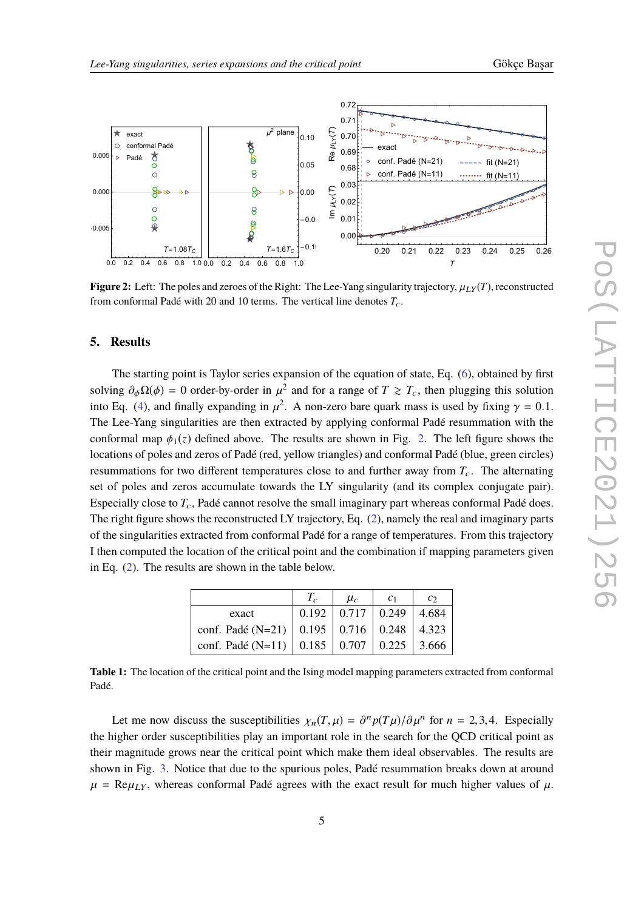**Figure 2:** Left: The poles and zeroes of the Right: The Lee-Yang singularity trajectory, $\mu_{LY}(T)$, reconstructed from conformal Padé with 20 and 10 terms. The vertical line denotes $T_c$.

## 5. Results

The starting point is Taylor series expansion of the equation of state, Eq. (6), obtained by first solving $\partial_\phi \Omega(\phi) = 0$ order-by-order in $\mu^2$ and for a range of $T \gtrsim T_c$, then plugging this solution into Eq. (4), and finally expanding in $\mu^2$. A non-zero bare quark mass is used by fixing $\gamma = 0.1$. The Lee-Yang singularities are then extracted by applying conformal Padé resummation with the conformal map $\phi_1(z)$ defined above. The results are shown in Fig. 2. The left figure shows the locations of poles and zeros of Padé (red, yellow triangles) and conformal Padé (blue, green circles) resummations for two different temperatures close to and further away from $T_c$. The alternating set of poles and zeros accumulate towards the LY singularity (and its complex conjugate pair). Especially close to $T_c$, Padé cannot resolve the small imaginary part whereas conformal Padé does. The right figure shows the reconstructed LY trajectory, Eq. (2), namely the real and imaginary parts of the singularities extracted from conformal Padé for a range of temperatures. From this trajectory I then computed the location of the critical point and the combination if mapping parameters given in Eq. (2). The results are shown in the table below.

| | $T_c$ | $\mu_c$ | $c_1$ | $c_2$ |
|---|---|---|---|---|
| exact | 0.192 | 0.717 | 0.249 | 4.684 |
| conf. Padé (N=21) | 0.195 | 0.716 | 0.248 | 4.323 |
| conf. Padé (N=11) | 0.185 | 0.707 | 0.225 | 3.666 |

**Table 1:** The location of the critical point and the Ising model mapping parameters extracted from conformal Padé.

Let me now discuss the susceptibilities $\chi_n(T, \mu) = \partial^n p(T\mu)/\partial\mu^n$ for $n = 2, 3, 4$. Especially the higher order susceptibilities play an important role in the search for the QCD critical point as their magnitude grows near the critical point which make them ideal observables. The results are shown in Fig. 3. Notice that due to the spurious poles, Padé resummation breaks down at around $\mu = \text{Re}\mu_{LY}$, whereas conformal Padé agrees with the exact result for much higher values of $\mu$.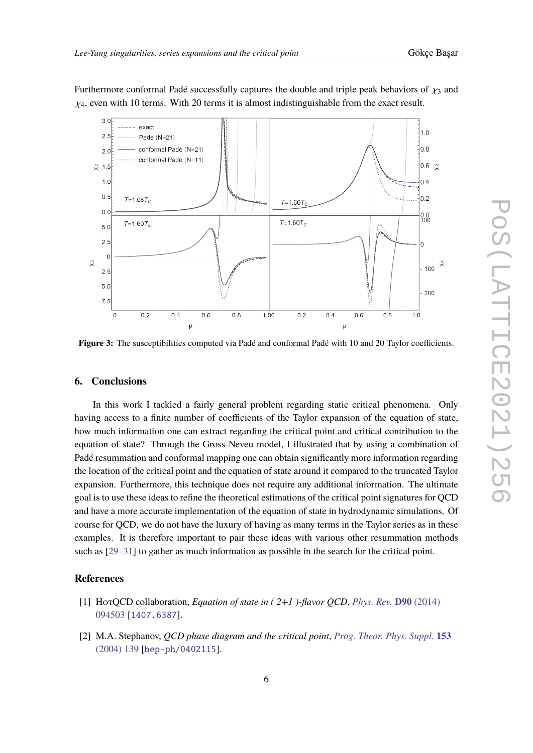Furthermore conformal Padé successfully captures the double and triple peak behaviors of $\chi_3$ and $\chi_4$, even with 10 terms. With 20 terms it is almost indistinguishable from the exact result.

**Figure 3:** The susceptibilities computed via Padé and conformal Padé with 10 and 20 Taylor coefficients.

## 6. Conclusions

In this work I tackled a fairly general problem regarding static critical phenomena. Only having access to a finite number of coefficients of the Taylor expansion of the equation of state, how much information one can extract regarding the critical point and critical contribution to the equation of state? Through the Gross-Neveu model, I illustrated that by using a combination of Padé resummation and conformal mapping one can obtain significantly more information regarding the location of the critical point and the equation of state around it compared to the truncated Taylor expansion. Furthermore, this technique does not require any additional information. The ultimate goal is to use these ideas to refine the theoretical estimations of the critical point signatures for QCD and have a more accurate implementation of the equation of state in hydrodynamic simulations. Of course for QCD, we do not have the luxury of having as many terms in the Taylor series as in these examples. It is therefore important to pair these ideas with various other resummation methods such as [29–31] to gather as much information as possible in the search for the critical point.

## References

[1] HotQCD collaboration, *Equation of state in ( 2+1 )-flavor QCD*, *Phys. Rev.* **D90** (2014) 094503 [1407.6387].

[2] M.A. Stephanov, *QCD phase diagram and the critical point*, *Prog. Theor. Phys. Suppl.* **153** (2004) 139 [hep-ph/0402115].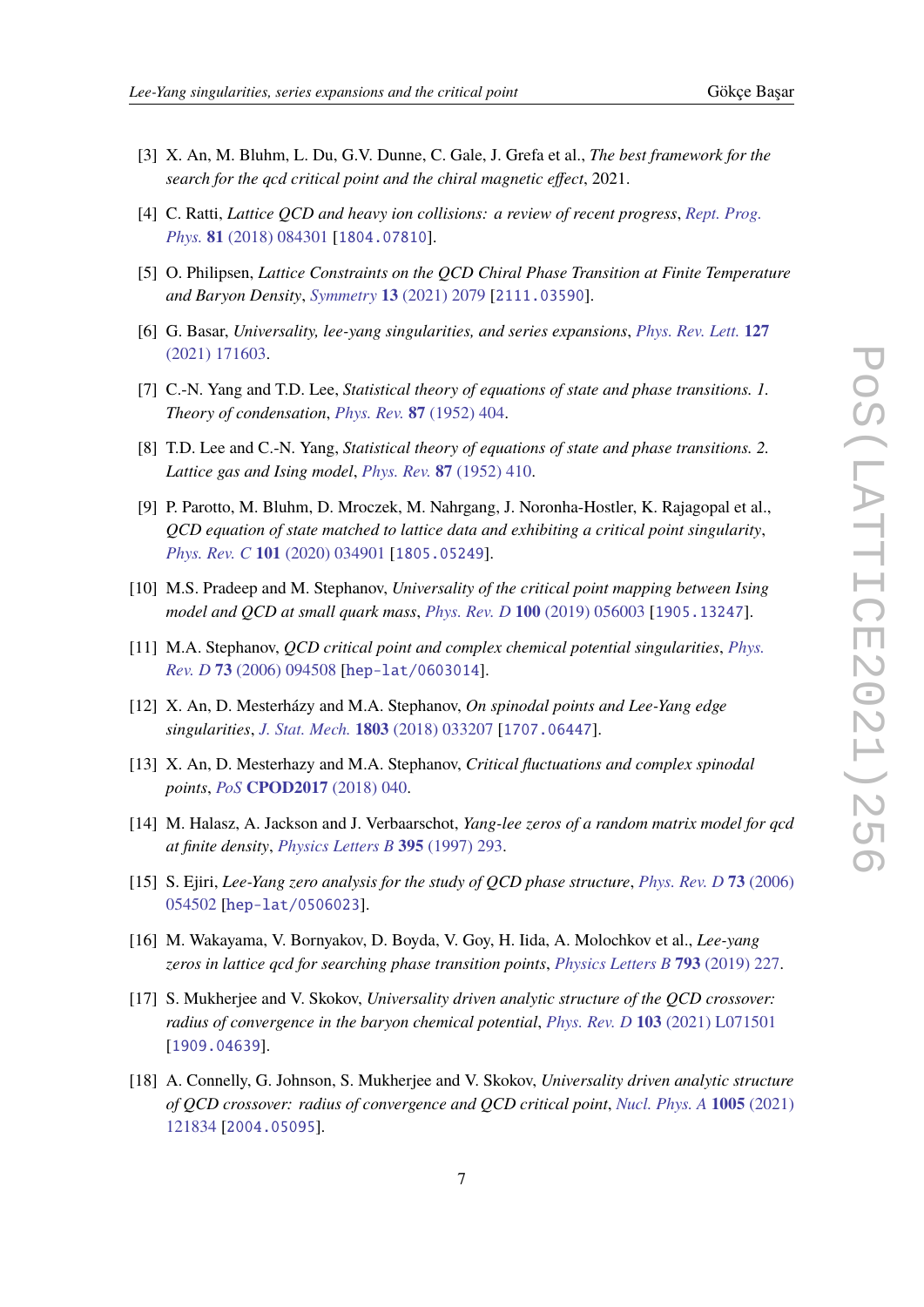[3] X. An, M. Bluhm, L. Du, G.V. Dunne, C. Gale, J. Grefa et al., *The best framework for the search for the qcd critical point and the chiral magnetic effect*, 2021.

[4] C. Ratti, *Lattice QCD and heavy ion collisions: a review of recent progress*, Rept. Prog. Phys. **81** (2018) 084301 [1804.07810].

[5] O. Philipsen, *Lattice Constraints on the QCD Chiral Phase Transition at Finite Temperature and Baryon Density*, Symmetry **13** (2021) 2079 [2111.03590].

[6] G. Basar, *Universality, lee-yang singularities, and series expansions*, Phys. Rev. Lett. **127** (2021) 171603.

[7] C.-N. Yang and T.D. Lee, *Statistical theory of equations of state and phase transitions. 1. Theory of condensation*, Phys. Rev. **87** (1952) 404.

[8] T.D. Lee and C.-N. Yang, *Statistical theory of equations of state and phase transitions. 2. Lattice gas and Ising model*, Phys. Rev. **87** (1952) 410.

[9] P. Parotto, M. Bluhm, D. Mroczek, M. Nahrgang, J. Noronha-Hostler, K. Rajagopal et al., *QCD equation of state matched to lattice data and exhibiting a critical point singularity*, Phys. Rev. C **101** (2020) 034901 [1805.05249].

[10] M.S. Pradeep and M. Stephanov, *Universality of the critical point mapping between Ising model and QCD at small quark mass*, Phys. Rev. D **100** (2019) 056003 [1905.13247].

[11] M.A. Stephanov, *QCD critical point and complex chemical potential singularities*, Phys. Rev. D **73** (2006) 094508 [hep-lat/0603014].

[12] X. An, D. Mesterházy and M.A. Stephanov, *On spinodal points and Lee-Yang edge singularities*, J. Stat. Mech. **1803** (2018) 033207 [1707.06447].

[13] X. An, D. Mesterhazy and M.A. Stephanov, *Critical fluctuations and complex spinodal points*, PoS **CPOD2017** (2018) 040.

[14] M. Halasz, A. Jackson and J. Verbaarschot, *Yang-lee zeros of a random matrix model for qcd at finite density*, Physics Letters B **395** (1997) 293.

[15] S. Ejiri, *Lee-Yang zero analysis for the study of QCD phase structure*, Phys. Rev. D **73** (2006) 054502 [hep-lat/0506023].

[16] M. Wakayama, V. Bornyakov, D. Boyda, V. Goy, H. Iida, A. Molochkov et al., *Lee-yang zeros in lattice qcd for searching phase transition points*, Physics Letters B **793** (2019) 227.

[17] S. Mukherjee and V. Skokov, *Universality driven analytic structure of the QCD crossover: radius of convergence in the baryon chemical potential*, Phys. Rev. D **103** (2021) L071501 [1909.04639].

[18] A. Connelly, G. Johnson, S. Mukherjee and V. Skokov, *Universality driven analytic structure of QCD crossover: radius of convergence and QCD critical point*, Nucl. Phys. A **1005** (2021) 121834 [2004.05095].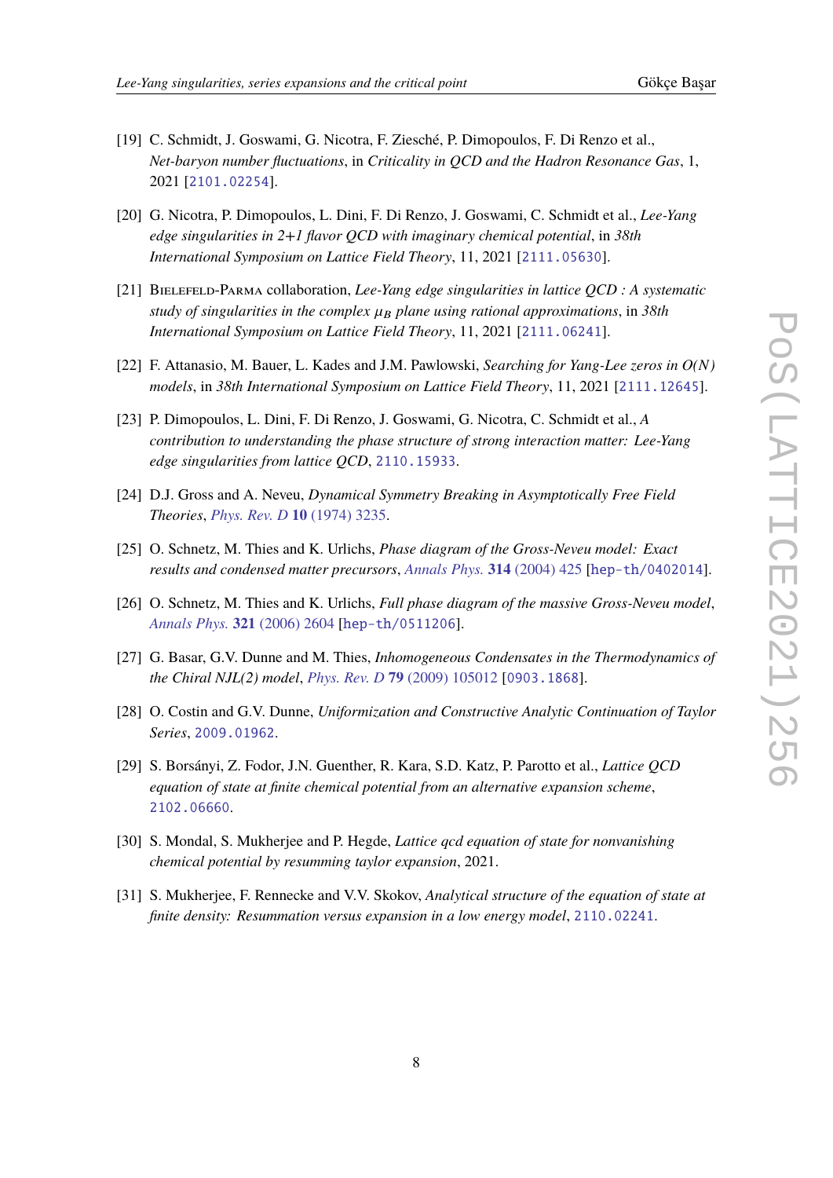[19] C. Schmidt, J. Goswami, G. Nicotra, F. Ziesché, P. Dimopoulos, F. Di Renzo et al., *Net-baryon number fluctuations*, in *Criticality in QCD and the Hadron Resonance Gas*, 1, 2021 [2101.02254].

[20] G. Nicotra, P. Dimopoulos, L. Dini, F. Di Renzo, J. Goswami, C. Schmidt et al., *Lee-Yang edge singularities in 2+1 flavor QCD with imaginary chemical potential*, in *38th International Symposium on Lattice Field Theory*, 11, 2021 [2111.05630].

[21] Bielefeld-Parma collaboration, *Lee-Yang edge singularities in lattice QCD : A systematic study of singularities in the complex $\mu_B$ plane using rational approximations*, in *38th International Symposium on Lattice Field Theory*, 11, 2021 [2111.06241].

[22] F. Attanasio, M. Bauer, L. Kades and J.M. Pawlowski, *Searching for Yang-Lee zeros in O(N) models*, in *38th International Symposium on Lattice Field Theory*, 11, 2021 [2111.12645].

[23] P. Dimopoulos, L. Dini, F. Di Renzo, J. Goswami, G. Nicotra, C. Schmidt et al., *A contribution to understanding the phase structure of strong interaction matter: Lee-Yang edge singularities from lattice QCD*, 2110.15933.

[24] D.J. Gross and A. Neveu, *Dynamical Symmetry Breaking in Asymptotically Free Field Theories*, Phys. Rev. D **10** (1974) 3235.

[25] O. Schnetz, M. Thies and K. Urlichs, *Phase diagram of the Gross-Neveu model: Exact results and condensed matter precursors*, Annals Phys. **314** (2004) 425 [hep-th/0402014].

[26] O. Schnetz, M. Thies and K. Urlichs, *Full phase diagram of the massive Gross-Neveu model*, Annals Phys. **321** (2006) 2604 [hep-th/0511206].

[27] G. Basar, G.V. Dunne and M. Thies, *Inhomogeneous Condensates in the Thermodynamics of the Chiral NJL(2) model*, Phys. Rev. D **79** (2009) 105012 [0903.1868].

[28] O. Costin and G.V. Dunne, *Uniformization and Constructive Analytic Continuation of Taylor Series*, 2009.01962.

[29] S. Borsányi, Z. Fodor, J.N. Guenther, R. Kara, S.D. Katz, P. Parotto et al., *Lattice QCD equation of state at finite chemical potential from an alternative expansion scheme*, 2102.06660.

[30] S. Mondal, S. Mukherjee and P. Hegde, *Lattice qcd equation of state for nonvanishing chemical potential by resumming taylor expansion*, 2021.

[31] S. Mukherjee, F. Rennecke and V.V. Skokov, *Analytical structure of the equation of state at finite density: Resummation versus expansion in a low energy model*, 2110.02241.